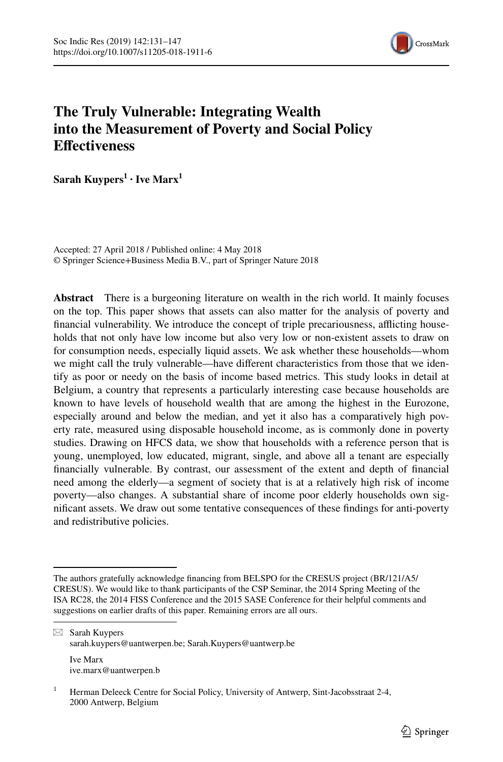# The Truly Vulnerable: Integrating Wealth into the Measurement of Poverty and Social Policy Effectiveness

**Sarah Kuypers**[1] **· Ive Marx**[1]

Accepted: 27 April 2018 / Published online: 4 May 2018
© Springer Science+Business Media B.V., part of Springer Nature 2018

**Abstract** There is a burgeoning literature on wealth in the rich world. It mainly focuses on the top. This paper shows that assets can also matter for the analysis of poverty and financial vulnerability. We introduce the concept of triple precariousness, afflicting households that not only have low income but also very low or non-existent assets to draw on for consumption needs, especially liquid assets. We ask whether these households—whom we might call the truly vulnerable—have different characteristics from those that we identify as poor or needy on the basis of income based metrics. This study looks in detail at Belgium, a country that represents a particularly interesting case because households are known to have levels of household wealth that are among the highest in the Eurozone, especially around and below the median, and yet it also has a comparatively high poverty rate, measured using disposable household income, as is commonly done in poverty studies. Drawing on HFCS data, we show that households with a reference person that is young, unemployed, low educated, migrant, single, and above all a tenant are especially financially vulnerable. By contrast, our assessment of the extent and depth of financial need among the elderly—a segment of society that is at a relatively high risk of income poverty—also changes. A substantial share of income poor elderly households own significant assets. We draw out some tentative consequences of these findings for anti-poverty and redistributive policies.

The authors gratefully acknowledge financing from BELSPO for the CRESUS project (BR/121/A5/CRESUS). We would like to thank participants of the CSP Seminar, the 2014 Spring Meeting of the ISA RC28, the 2014 FISS Conference and the 2015 SASE Conference for their helpful comments and suggestions on earlier drafts of this paper. Remaining errors are all ours.

✉ Sarah Kuypers
sarah.kuypers@uantwerpen.be; Sarah.Kuypers@uantwerp.be

Ive Marx
ive.marx@uantwerpen.b

[1] Herman Deleeck Centre for Social Policy, University of Antwerp, Sint-Jacobsstraat 2-4, 2000 Antwerp, Belgium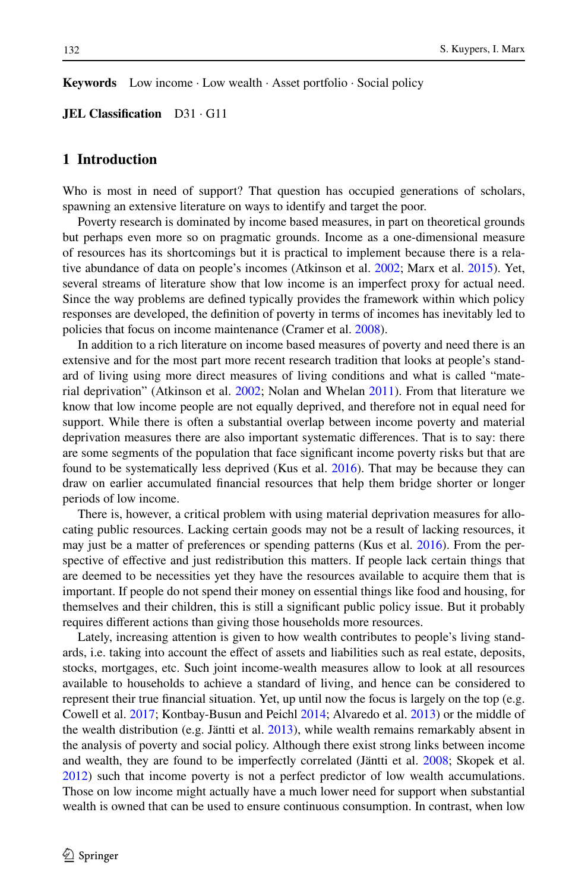**Keywords** Low income · Low wealth · Asset portfolio · Social policy

**JEL Classification** D31 · G11

## 1 Introduction

Who is most in need of support? That question has occupied generations of scholars, spawning an extensive literature on ways to identify and target the poor.

Poverty research is dominated by income based measures, in part on theoretical grounds but perhaps even more so on pragmatic grounds. Income as a one-dimensional measure of resources has its shortcomings but it is practical to implement because there is a relative abundance of data on people's incomes (Atkinson et al. 2002; Marx et al. 2015). Yet, several streams of literature show that low income is an imperfect proxy for actual need. Since the way problems are defined typically provides the framework within which policy responses are developed, the definition of poverty in terms of incomes has inevitably led to policies that focus on income maintenance (Cramer et al. 2008).

In addition to a rich literature on income based measures of poverty and need there is an extensive and for the most part more recent research tradition that looks at people's standard of living using more direct measures of living conditions and what is called "material deprivation" (Atkinson et al. 2002; Nolan and Whelan 2011). From that literature we know that low income people are not equally deprived, and therefore not in equal need for support. While there is often a substantial overlap between income poverty and material deprivation measures there are also important systematic differences. That is to say: there are some segments of the population that face significant income poverty risks but that are found to be systematically less deprived (Kus et al. 2016). That may be because they can draw on earlier accumulated financial resources that help them bridge shorter or longer periods of low income.

There is, however, a critical problem with using material deprivation measures for allocating public resources. Lacking certain goods may not be a result of lacking resources, it may just be a matter of preferences or spending patterns (Kus et al. 2016). From the perspective of effective and just redistribution this matters. If people lack certain things that are deemed to be necessities yet they have the resources available to acquire them that is important. If people do not spend their money on essential things like food and housing, for themselves and their children, this is still a significant public policy issue. But it probably requires different actions than giving those households more resources.

Lately, increasing attention is given to how wealth contributes to people's living standards, i.e. taking into account the effect of assets and liabilities such as real estate, deposits, stocks, mortgages, etc. Such joint income-wealth measures allow to look at all resources available to households to achieve a standard of living, and hence can be considered to represent their true financial situation. Yet, up until now the focus is largely on the top (e.g. Cowell et al. 2017; Kontbay-Busun and Peichl 2014; Alvaredo et al. 2013) or the middle of the wealth distribution (e.g. Jäntti et al. 2013), while wealth remains remarkably absent in the analysis of poverty and social policy. Although there exist strong links between income and wealth, they are found to be imperfectly correlated (Jäntti et al. 2008; Skopek et al. 2012) such that income poverty is not a perfect predictor of low wealth accumulations. Those on low income might actually have a much lower need for support when substantial wealth is owned that can be used to ensure continuous consumption. In contrast, when low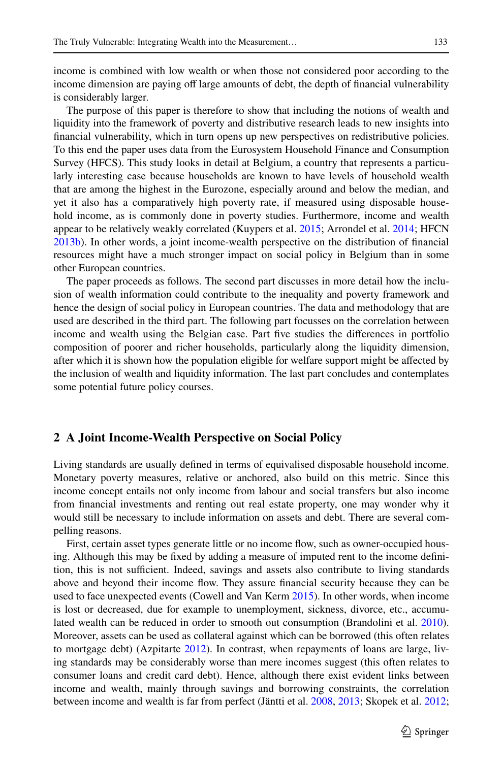income is combined with low wealth or when those not considered poor according to the income dimension are paying off large amounts of debt, the depth of financial vulnerability is considerably larger.

The purpose of this paper is therefore to show that including the notions of wealth and liquidity into the framework of poverty and distributive research leads to new insights into financial vulnerability, which in turn opens up new perspectives on redistributive policies. To this end the paper uses data from the Eurosystem Household Finance and Consumption Survey (HFCS). This study looks in detail at Belgium, a country that represents a particularly interesting case because households are known to have levels of household wealth that are among the highest in the Eurozone, especially around and below the median, and yet it also has a comparatively high poverty rate, if measured using disposable household income, as is commonly done in poverty studies. Furthermore, income and wealth appear to be relatively weakly correlated (Kuypers et al. 2015; Arrondel et al. 2014; HFCN 2013b). In other words, a joint income-wealth perspective on the distribution of financial resources might have a much stronger impact on social policy in Belgium than in some other European countries.

The paper proceeds as follows. The second part discusses in more detail how the inclusion of wealth information could contribute to the inequality and poverty framework and hence the design of social policy in European countries. The data and methodology that are used are described in the third part. The following part focusses on the correlation between income and wealth using the Belgian case. Part five studies the differences in portfolio composition of poorer and richer households, particularly along the liquidity dimension, after which it is shown how the population eligible for welfare support might be affected by the inclusion of wealth and liquidity information. The last part concludes and contemplates some potential future policy courses.

## 2 A Joint Income-Wealth Perspective on Social Policy

Living standards are usually defined in terms of equivalised disposable household income. Monetary poverty measures, relative or anchored, also build on this metric. Since this income concept entails not only income from labour and social transfers but also income from financial investments and renting out real estate property, one may wonder why it would still be necessary to include information on assets and debt. There are several compelling reasons.

First, certain asset types generate little or no income flow, such as owner-occupied housing. Although this may be fixed by adding a measure of imputed rent to the income definition, this is not sufficient. Indeed, savings and assets also contribute to living standards above and beyond their income flow. They assure financial security because they can be used to face unexpected events (Cowell and Van Kerm 2015). In other words, when income is lost or decreased, due for example to unemployment, sickness, divorce, etc., accumulated wealth can be reduced in order to smooth out consumption (Brandolini et al. 2010). Moreover, assets can be used as collateral against which can be borrowed (this often relates to mortgage debt) (Azpitarte 2012). In contrast, when repayments of loans are large, living standards may be considerably worse than mere incomes suggest (this often relates to consumer loans and credit card debt). Hence, although there exist evident links between income and wealth, mainly through savings and borrowing constraints, the correlation between income and wealth is far from perfect (Jäntti et al. 2008, 2013; Skopek et al. 2012;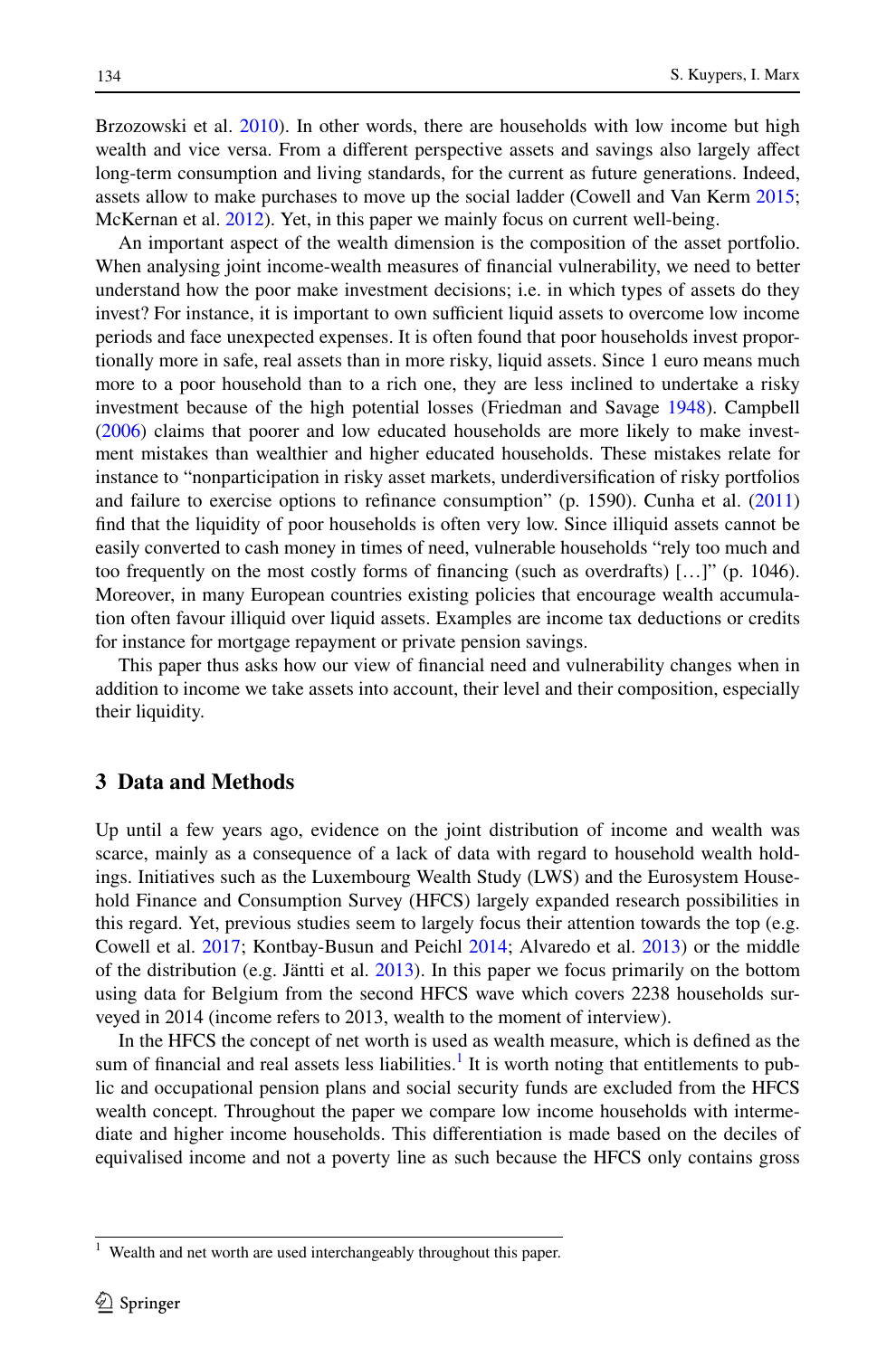Brzozowski et al. 2010). In other words, there are households with low income but high wealth and vice versa. From a different perspective assets and savings also largely affect long-term consumption and living standards, for the current as future generations. Indeed, assets allow to make purchases to move up the social ladder (Cowell and Van Kerm 2015; McKernan et al. 2012). Yet, in this paper we mainly focus on current well-being.

An important aspect of the wealth dimension is the composition of the asset portfolio. When analysing joint income-wealth measures of financial vulnerability, we need to better understand how the poor make investment decisions; i.e. in which types of assets do they invest? For instance, it is important to own sufficient liquid assets to overcome low income periods and face unexpected expenses. It is often found that poor households invest proportionally more in safe, real assets than in more risky, liquid assets. Since 1 euro means much more to a poor household than to a rich one, they are less inclined to undertake a risky investment because of the high potential losses (Friedman and Savage 1948). Campbell (2006) claims that poorer and low educated households are more likely to make investment mistakes than wealthier and higher educated households. These mistakes relate for instance to "nonparticipation in risky asset markets, underdiversification of risky portfolios and failure to exercise options to refinance consumption" (p. 1590). Cunha et al. (2011) find that the liquidity of poor households is often very low. Since illiquid assets cannot be easily converted to cash money in times of need, vulnerable households "rely too much and too frequently on the most costly forms of financing (such as overdrafts) […]" (p. 1046). Moreover, in many European countries existing policies that encourage wealth accumulation often favour illiquid over liquid assets. Examples are income tax deductions or credits for instance for mortgage repayment or private pension savings.

This paper thus asks how our view of financial need and vulnerability changes when in addition to income we take assets into account, their level and their composition, especially their liquidity.

## 3 Data and Methods

Up until a few years ago, evidence on the joint distribution of income and wealth was scarce, mainly as a consequence of a lack of data with regard to household wealth holdings. Initiatives such as the Luxembourg Wealth Study (LWS) and the Eurosystem Household Finance and Consumption Survey (HFCS) largely expanded research possibilities in this regard. Yet, previous studies seem to largely focus their attention towards the top (e.g. Cowell et al. 2017; Kontbay-Busun and Peichl 2014; Alvaredo et al. 2013) or the middle of the distribution (e.g. Jäntti et al. 2013). In this paper we focus primarily on the bottom using data for Belgium from the second HFCS wave which covers 2238 households surveyed in 2014 (income refers to 2013, wealth to the moment of interview).

In the HFCS the concept of net worth is used as wealth measure, which is defined as the sum of financial and real assets less liabilities.[1] It is worth noting that entitlements to public and occupational pension plans and social security funds are excluded from the HFCS wealth concept. Throughout the paper we compare low income households with intermediate and higher income households. This differentiation is made based on the deciles of equivalised income and not a poverty line as such because the HFCS only contains gross

---

[1] Wealth and net worth are used interchangeably throughout this paper.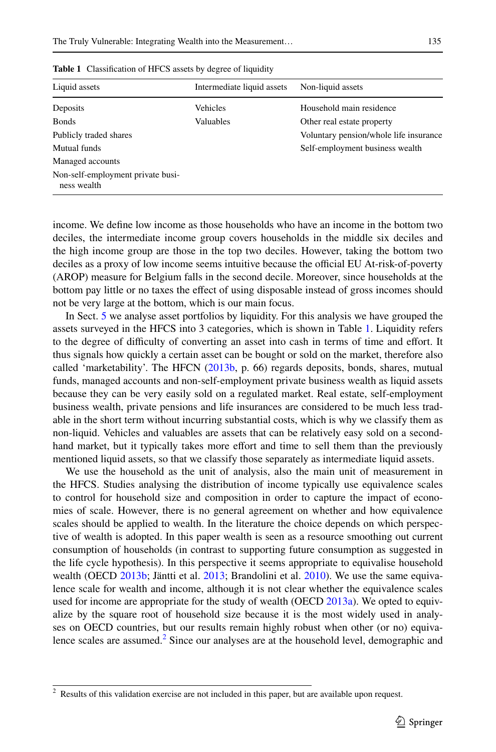**Table 1** Classification of HFCS assets by degree of liquidity

| Liquid assets | Intermediate liquid assets | Non-liquid assets |
|---|---|---|
| Deposits | Vehicles | Household main residence |
| Bonds | Valuables | Other real estate property |
| Publicly traded shares | | Voluntary pension/whole life insurance |
| Mutual funds | | Self-employment business wealth |
| Managed accounts | | |
| Non-self-employment private business wealth | | |

income. We define low income as those households who have an income in the bottom two deciles, the intermediate income group covers households in the middle six deciles and the high income group are those in the top two deciles. However, taking the bottom two deciles as a proxy of low income seems intuitive because the official EU At-risk-of-poverty (AROP) measure for Belgium falls in the second decile. Moreover, since households at the bottom pay little or no taxes the effect of using disposable instead of gross incomes should not be very large at the bottom, which is our main focus.

In Sect. 5 we analyse asset portfolios by liquidity. For this analysis we have grouped the assets surveyed in the HFCS into 3 categories, which is shown in Table 1. Liquidity refers to the degree of difficulty of converting an asset into cash in terms of time and effort. It thus signals how quickly a certain asset can be bought or sold on the market, therefore also called 'marketability'. The HFCN (2013b, p. 66) regards deposits, bonds, shares, mutual funds, managed accounts and non-self-employment private business wealth as liquid assets because they can be very easily sold on a regulated market. Real estate, self-employment business wealth, private pensions and life insurances are considered to be much less tradable in the short term without incurring substantial costs, which is why we classify them as non-liquid. Vehicles and valuables are assets that can be relatively easy sold on a second-hand market, but it typically takes more effort and time to sell them than the previously mentioned liquid assets, so that we classify those separately as intermediate liquid assets.

We use the household as the unit of analysis, also the main unit of measurement in the HFCS. Studies analysing the distribution of income typically use equivalence scales to control for household size and composition in order to capture the impact of economies of scale. However, there is no general agreement on whether and how equivalence scales should be applied to wealth. In the literature the choice depends on which perspective of wealth is adopted. In this paper wealth is seen as a resource smoothing out current consumption of households (in contrast to supporting future consumption as suggested in the life cycle hypothesis). In this perspective it seems appropriate to equivalise household wealth (OECD 2013b; Jäntti et al. 2013; Brandolini et al. 2010). We use the same equivalence scale for wealth and income, although it is not clear whether the equivalence scales used for income are appropriate for the study of wealth (OECD 2013a). We opted to equivalize by the square root of household size because it is the most widely used in analyses on OECD countries, but our results remain highly robust when other (or no) equivalence scales are assumed.[2] Since our analyses are at the household level, demographic and

[2] Results of this validation exercise are not included in this paper, but are available upon request.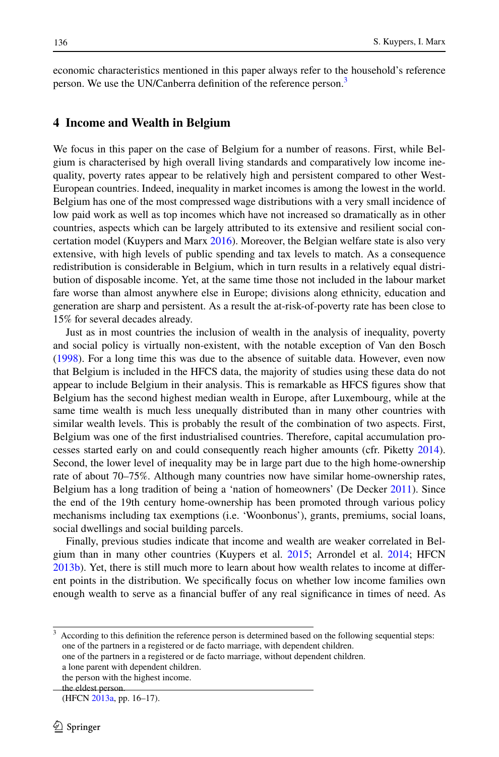economic characteristics mentioned in this paper always refer to the household's reference person. We use the UN/Canberra definition of the reference person.[3]

## 4 Income and Wealth in Belgium

We focus in this paper on the case of Belgium for a number of reasons. First, while Belgium is characterised by high overall living standards and comparatively low income inequality, poverty rates appear to be relatively high and persistent compared to other West-European countries. Indeed, inequality in market incomes is among the lowest in the world. Belgium has one of the most compressed wage distributions with a very small incidence of low paid work as well as top incomes which have not increased so dramatically as in other countries, aspects which can be largely attributed to its extensive and resilient social concertation model (Kuypers and Marx 2016). Moreover, the Belgian welfare state is also very extensive, with high levels of public spending and tax levels to match. As a consequence redistribution is considerable in Belgium, which in turn results in a relatively equal distribution of disposable income. Yet, at the same time those not included in the labour market fare worse than almost anywhere else in Europe; divisions along ethnicity, education and generation are sharp and persistent. As a result the at-risk-of-poverty rate has been close to 15% for several decades already.

Just as in most countries the inclusion of wealth in the analysis of inequality, poverty and social policy is virtually non-existent, with the notable exception of Van den Bosch (1998). For a long time this was due to the absence of suitable data. However, even now that Belgium is included in the HFCS data, the majority of studies using these data do not appear to include Belgium in their analysis. This is remarkable as HFCS figures show that Belgium has the second highest median wealth in Europe, after Luxembourg, while at the same time wealth is much less unequally distributed than in many other countries with similar wealth levels. This is probably the result of the combination of two aspects. First, Belgium was one of the first industrialised countries. Therefore, capital accumulation processes started early on and could consequently reach higher amounts (cfr. Piketty 2014). Second, the lower level of inequality may be in large part due to the high home-ownership rate of about 70–75%. Although many countries now have similar home-ownership rates, Belgium has a long tradition of being a 'nation of homeowners' (De Decker 2011). Since the end of the 19th century home-ownership has been promoted through various policy mechanisms including tax exemptions (i.e. 'Woonbonus'), grants, premiums, social loans, social dwellings and social building parcels.

Finally, previous studies indicate that income and wealth are weaker correlated in Belgium than in many other countries (Kuypers et al. 2015; Arrondel et al. 2014; HFCN 2013b). Yet, there is still much more to learn about how wealth relates to income at different points in the distribution. We specifically focus on whether low income families own enough wealth to serve as a financial buffer of any real significance in times of need. As

[3] According to this definition the reference person is determined based on the following sequential steps:
one of the partners in a registered or de facto marriage, with dependent children.
one of the partners in a registered or de facto marriage, without dependent children.
a lone parent with dependent children.
the person with the highest income.
the eldest person.
(HFCN 2013a, pp. 16–17).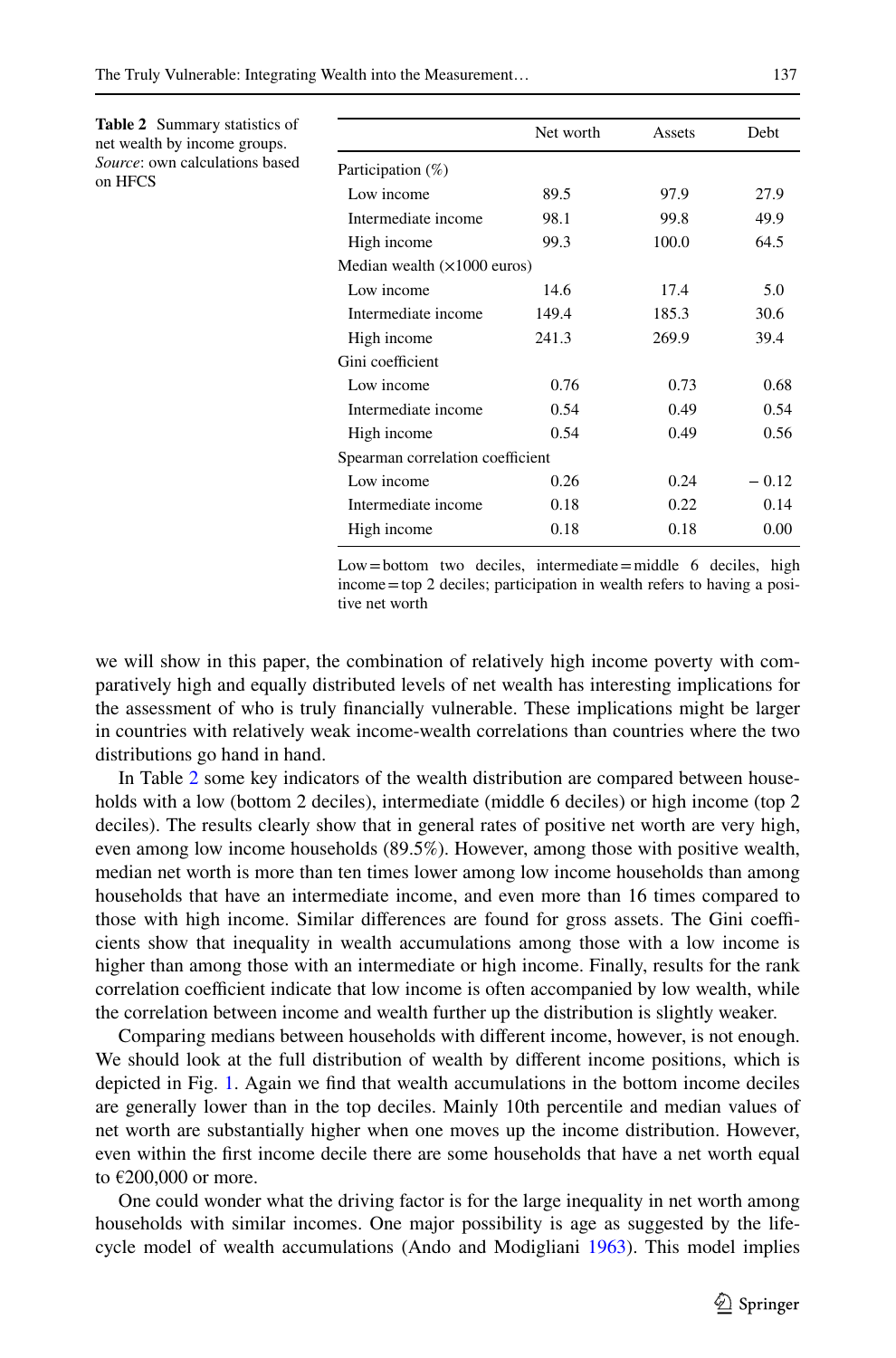**Table 2** Summary statistics of net wealth by income groups. *Source*: own calculations based on HFCS

| | Net worth | Assets | Debt |
|---|---|---|---|
| Participation (%) | | | |
| Low income | 89.5 | 97.9 | 27.9 |
| Intermediate income | 98.1 | 99.8 | 49.9 |
| High income | 99.3 | 100.0 | 64.5 |
| Median wealth (×1000 euros) | | | |
| Low income | 14.6 | 17.4 | 5.0 |
| Intermediate income | 149.4 | 185.3 | 30.6 |
| High income | 241.3 | 269.9 | 39.4 |
| Gini coefficient | | | |
| Low income | 0.76 | 0.73 | 0.68 |
| Intermediate income | 0.54 | 0.49 | 0.54 |
| High income | 0.54 | 0.49 | 0.56 |
| Spearman correlation coefficient | | | |
| Low income | 0.26 | 0.24 | − 0.12 |
| Intermediate income | 0.18 | 0.22 | 0.14 |
| High income | 0.18 | 0.18 | 0.00 |

Low = bottom two deciles, intermediate = middle 6 deciles, high income = top 2 deciles; participation in wealth refers to having a positive net worth

we will show in this paper, the combination of relatively high income poverty with comparatively high and equally distributed levels of net wealth has interesting implications for the assessment of who is truly financially vulnerable. These implications might be larger in countries with relatively weak income-wealth correlations than countries where the two distributions go hand in hand.

In Table 2 some key indicators of the wealth distribution are compared between households with a low (bottom 2 deciles), intermediate (middle 6 deciles) or high income (top 2 deciles). The results clearly show that in general rates of positive net worth are very high, even among low income households (89.5%). However, among those with positive wealth, median net worth is more than ten times lower among low income households than among households that have an intermediate income, and even more than 16 times compared to those with high income. Similar differences are found for gross assets. The Gini coefficients show that inequality in wealth accumulations among those with a low income is higher than among those with an intermediate or high income. Finally, results for the rank correlation coefficient indicate that low income is often accompanied by low wealth, while the correlation between income and wealth further up the distribution is slightly weaker.

Comparing medians between households with different income, however, is not enough. We should look at the full distribution of wealth by different income positions, which is depicted in Fig. 1. Again we find that wealth accumulations in the bottom income deciles are generally lower than in the top deciles. Mainly 10th percentile and median values of net worth are substantially higher when one moves up the income distribution. However, even within the first income decile there are some households that have a net worth equal to €200,000 or more.

One could wonder what the driving factor is for the large inequality in net worth among households with similar incomes. One major possibility is age as suggested by the life-cycle model of wealth accumulations (Ando and Modigliani 1963). This model implies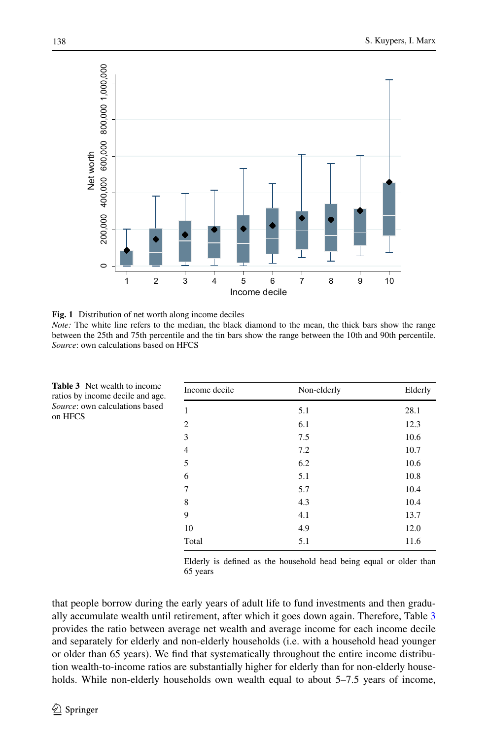**Fig. 1** Distribution of net worth along income deciles

*Note:* The white line refers to the median, the black diamond to the mean, the thick bars show the range between the 25th and 75th percentile and the tin bars show the range between the 10th and 90th percentile. *Source*: own calculations based on HFCS

**Table 3** Net wealth to income ratios by income decile and age. *Source*: own calculations based on HFCS

| Income decile | Non-elderly | Elderly |
|---|---|---|
| 1 | 5.1 | 28.1 |
| 2 | 6.1 | 12.3 |
| 3 | 7.5 | 10.6 |
| 4 | 7.2 | 10.7 |
| 5 | 6.2 | 10.6 |
| 6 | 5.1 | 10.8 |
| 7 | 5.7 | 10.4 |
| 8 | 4.3 | 10.4 |
| 9 | 4.1 | 13.7 |
| 10 | 4.9 | 12.0 |
| Total | 5.1 | 11.6 |

Elderly is defined as the household head being equal or older than 65 years

that people borrow during the early years of adult life to fund investments and then gradually accumulate wealth until retirement, after which it goes down again. Therefore, Table 3 provides the ratio between average net wealth and average income for each income decile and separately for elderly and non-elderly households (i.e. with a household head younger or older than 65 years). We find that systematically throughout the entire income distribution wealth-to-income ratios are substantially higher for elderly than for non-elderly households. While non-elderly households own wealth equal to about 5–7.5 years of income,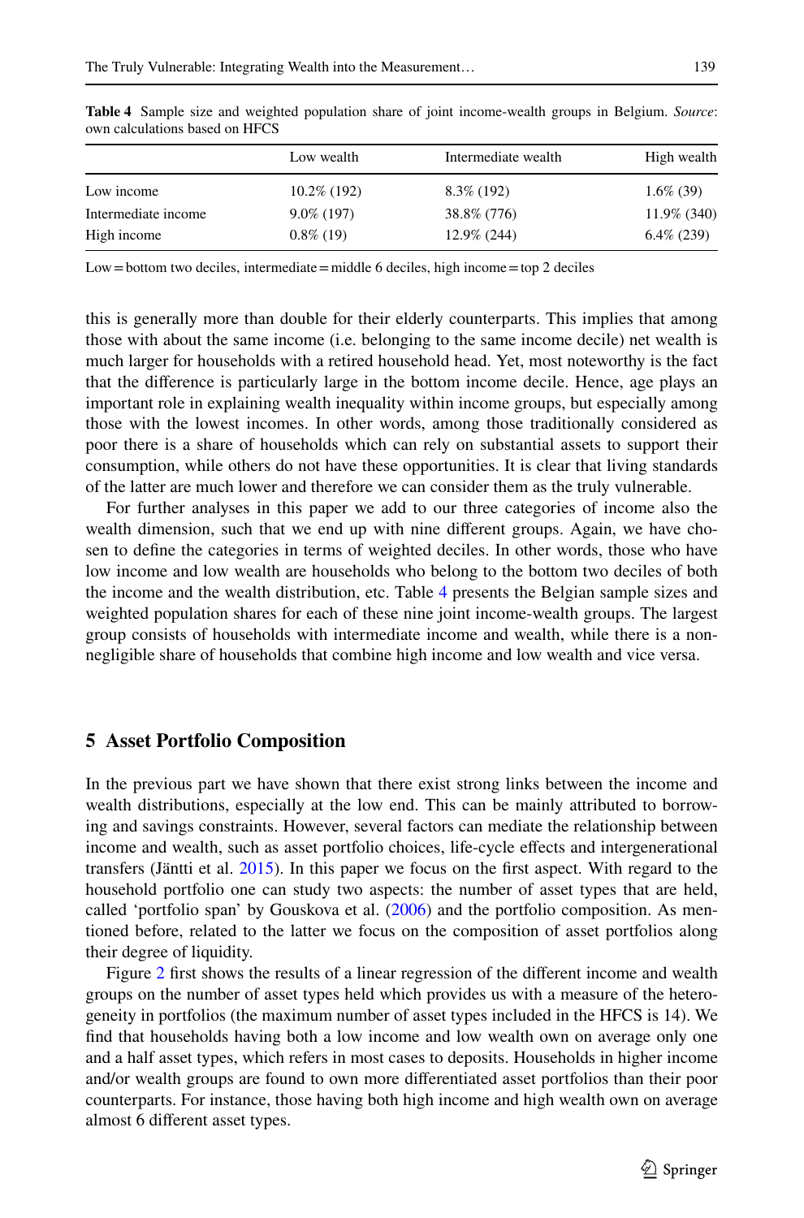**Table 4** Sample size and weighted population share of joint income-wealth groups in Belgium. *Source*: own calculations based on HFCS

| | Low wealth | Intermediate wealth | High wealth |
|---|---|---|---|
| Low income | 10.2% (192) | 8.3% (192) | 1.6% (39) |
| Intermediate income | 9.0% (197) | 38.8% (776) | 11.9% (340) |
| High income | 0.8% (19) | 12.9% (244) | 6.4% (239) |

Low = bottom two deciles, intermediate = middle 6 deciles, high income = top 2 deciles

this is generally more than double for their elderly counterparts. This implies that among those with about the same income (i.e. belonging to the same income decile) net wealth is much larger for households with a retired household head. Yet, most noteworthy is the fact that the difference is particularly large in the bottom income decile. Hence, age plays an important role in explaining wealth inequality within income groups, but especially among those with the lowest incomes. In other words, among those traditionally considered as poor there is a share of households which can rely on substantial assets to support their consumption, while others do not have these opportunities. It is clear that living standards of the latter are much lower and therefore we can consider them as the truly vulnerable.

For further analyses in this paper we add to our three categories of income also the wealth dimension, such that we end up with nine different groups. Again, we have chosen to define the categories in terms of weighted deciles. In other words, those who have low income and low wealth are households who belong to the bottom two deciles of both the income and the wealth distribution, etc. Table 4 presents the Belgian sample sizes and weighted population shares for each of these nine joint income-wealth groups. The largest group consists of households with intermediate income and wealth, while there is a non-negligible share of households that combine high income and low wealth and vice versa.

## 5 Asset Portfolio Composition

In the previous part we have shown that there exist strong links between the income and wealth distributions, especially at the low end. This can be mainly attributed to borrowing and savings constraints. However, several factors can mediate the relationship between income and wealth, such as asset portfolio choices, life-cycle effects and intergenerational transfers (Jäntti et al. 2015). In this paper we focus on the first aspect. With regard to the household portfolio one can study two aspects: the number of asset types that are held, called 'portfolio span' by Gouskova et al. (2006) and the portfolio composition. As mentioned before, related to the latter we focus on the composition of asset portfolios along their degree of liquidity.

Figure 2 first shows the results of a linear regression of the different income and wealth groups on the number of asset types held which provides us with a measure of the heterogeneity in portfolios (the maximum number of asset types included in the HFCS is 14). We find that households having both a low income and low wealth own on average only one and a half asset types, which refers in most cases to deposits. Households in higher income and/or wealth groups are found to own more differentiated asset portfolios than their poor counterparts. For instance, those having both high income and high wealth own on average almost 6 different asset types.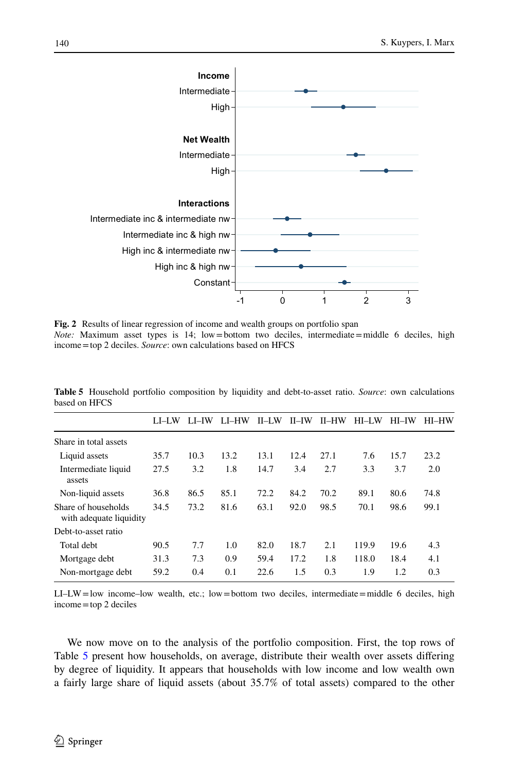**Fig. 2** Results of linear regression of income and wealth groups on portfolio span

*Note:* Maximum asset types is 14; low = bottom two deciles, intermediate = middle 6 deciles, high income = top 2 deciles. *Source*: own calculations based on HFCS

**Table 5** Household portfolio composition by liquidity and debt-to-asset ratio. *Source*: own calculations based on HFCS

| | LI–LW | LI–IW | LI–HW | II–LW | II–IW | II–HW | HI–LW | HI–IW | HI–HW |
|---|---|---|---|---|---|---|---|---|---|
| Share in total assets | | | | | | | | | |
| Liquid assets | 35.7 | 10.3 | 13.2 | 13.1 | 12.4 | 27.1 | 7.6 | 15.7 | 23.2 |
| Intermediate liquid assets | 27.5 | 3.2 | 1.8 | 14.7 | 3.4 | 2.7 | 3.3 | 3.7 | 2.0 |
| Non-liquid assets | 36.8 | 86.5 | 85.1 | 72.2 | 84.2 | 70.2 | 89.1 | 80.6 | 74.8 |
| Share of households with adequate liquidity | 34.5 | 73.2 | 81.6 | 63.1 | 92.0 | 98.5 | 70.1 | 98.6 | 99.1 |
| Debt-to-asset ratio | | | | | | | | | |
| Total debt | 90.5 | 7.7 | 1.0 | 82.0 | 18.7 | 2.1 | 119.9 | 19.6 | 4.3 |
| Mortgage debt | 31.3 | 7.3 | 0.9 | 59.4 | 17.2 | 1.8 | 118.0 | 18.4 | 4.1 |
| Non-mortgage debt | 59.2 | 0.4 | 0.1 | 22.6 | 1.5 | 0.3 | 1.9 | 1.2 | 0.3 |

LI–LW = low income–low wealth, etc.; low = bottom two deciles, intermediate = middle 6 deciles, high income = top 2 deciles

We now move on to the analysis of the portfolio composition. First, the top rows of Table 5 present how households, on average, distribute their wealth over assets differing by degree of liquidity. It appears that households with low income and low wealth own a fairly large share of liquid assets (about 35.7% of total assets) compared to the other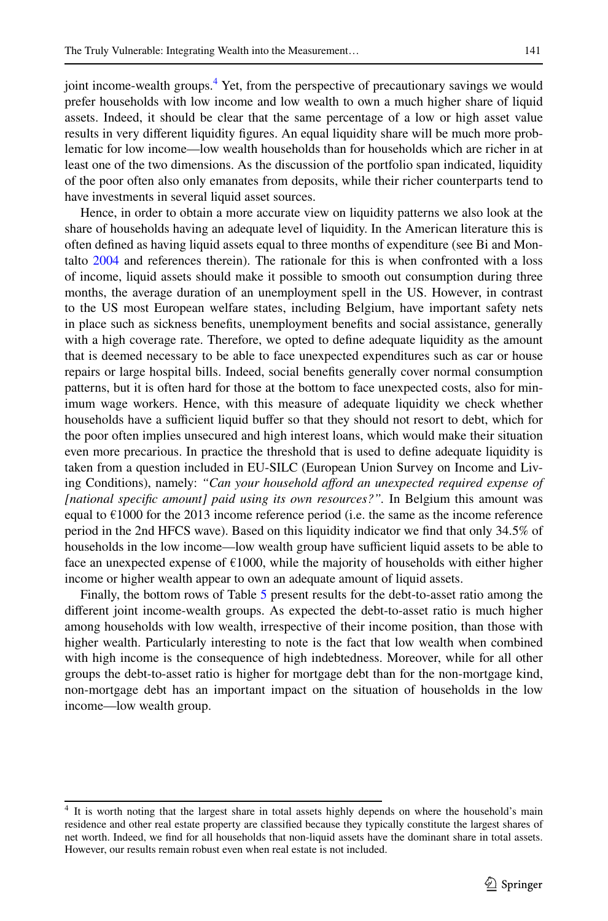joint income-wealth groups.[4] Yet, from the perspective of precautionary savings we would prefer households with low income and low wealth to own a much higher share of liquid assets. Indeed, it should be clear that the same percentage of a low or high asset value results in very different liquidity figures. An equal liquidity share will be much more problematic for low income—low wealth households than for households which are richer in at least one of the two dimensions. As the discussion of the portfolio span indicated, liquidity of the poor often also only emanates from deposits, while their richer counterparts tend to have investments in several liquid asset sources.

Hence, in order to obtain a more accurate view on liquidity patterns we also look at the share of households having an adequate level of liquidity. In the American literature this is often defined as having liquid assets equal to three months of expenditure (see Bi and Montalto 2004 and references therein). The rationale for this is when confronted with a loss of income, liquid assets should make it possible to smooth out consumption during three months, the average duration of an unemployment spell in the US. However, in contrast to the US most European welfare states, including Belgium, have important safety nets in place such as sickness benefits, unemployment benefits and social assistance, generally with a high coverage rate. Therefore, we opted to define adequate liquidity as the amount that is deemed necessary to be able to face unexpected expenditures such as car or house repairs or large hospital bills. Indeed, social benefits generally cover normal consumption patterns, but it is often hard for those at the bottom to face unexpected costs, also for minimum wage workers. Hence, with this measure of adequate liquidity we check whether households have a sufficient liquid buffer so that they should not resort to debt, which for the poor often implies unsecured and high interest loans, which would make their situation even more precarious. In practice the threshold that is used to define adequate liquidity is taken from a question included in EU-SILC (European Union Survey on Income and Living Conditions), namely: *"Can your household afford an unexpected required expense of [national specific amount] paid using its own resources?"*. In Belgium this amount was equal to €1000 for the 2013 income reference period (i.e. the same as the income reference period in the 2nd HFCS wave). Based on this liquidity indicator we find that only 34.5% of households in the low income—low wealth group have sufficient liquid assets to be able to face an unexpected expense of €1000, while the majority of households with either higher income or higher wealth appear to own an adequate amount of liquid assets.

Finally, the bottom rows of Table 5 present results for the debt-to-asset ratio among the different joint income-wealth groups. As expected the debt-to-asset ratio is much higher among households with low wealth, irrespective of their income position, than those with higher wealth. Particularly interesting to note is the fact that low wealth when combined with high income is the consequence of high indebtedness. Moreover, while for all other groups the debt-to-asset ratio is higher for mortgage debt than for the non-mortgage kind, non-mortgage debt has an important impact on the situation of households in the low income—low wealth group.

[4] It is worth noting that the largest share in total assets highly depends on where the household's main residence and other real estate property are classified because they typically constitute the largest shares of net worth. Indeed, we find for all households that non-liquid assets have the dominant share in total assets. However, our results remain robust even when real estate is not included.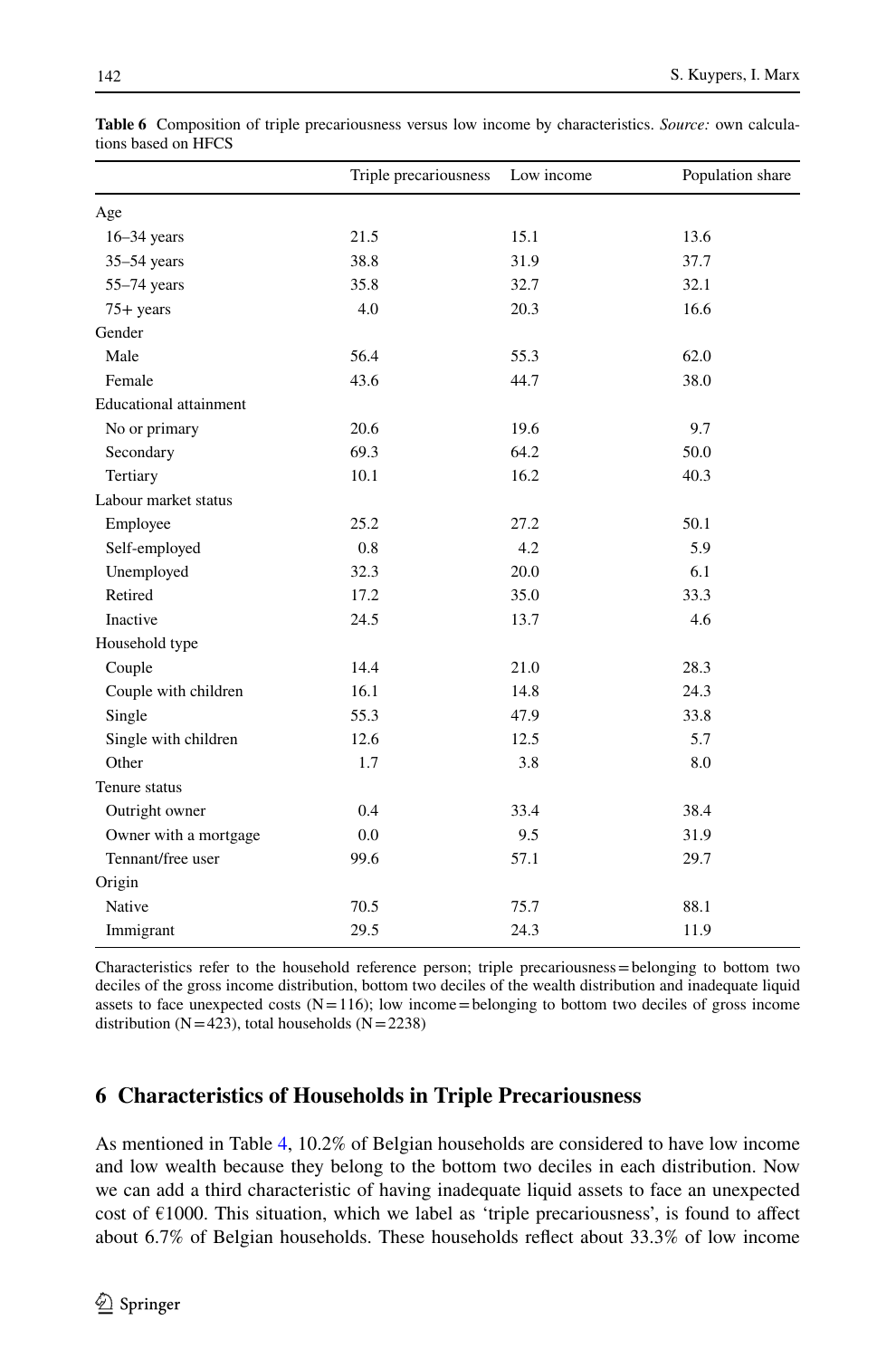**Table 6** Composition of triple precariousness versus low income by characteristics. *Source:* own calculations based on HFCS

| | Triple precariousness | Low income | Population share |
|---|---|---|---|
| Age | | | |
| 16–34 years | 21.5 | 15.1 | 13.6 |
| 35–54 years | 38.8 | 31.9 | 37.7 |
| 55–74 years | 35.8 | 32.7 | 32.1 |
| 75+ years | 4.0 | 20.3 | 16.6 |
| Gender | | | |
| Male | 56.4 | 55.3 | 62.0 |
| Female | 43.6 | 44.7 | 38.0 |
| Educational attainment | | | |
| No or primary | 20.6 | 19.6 | 9.7 |
| Secondary | 69.3 | 64.2 | 50.0 |
| Tertiary | 10.1 | 16.2 | 40.3 |
| Labour market status | | | |
| Employee | 25.2 | 27.2 | 50.1 |
| Self-employed | 0.8 | 4.2 | 5.9 |
| Unemployed | 32.3 | 20.0 | 6.1 |
| Retired | 17.2 | 35.0 | 33.3 |
| Inactive | 24.5 | 13.7 | 4.6 |
| Household type | | | |
| Couple | 14.4 | 21.0 | 28.3 |
| Couple with children | 16.1 | 14.8 | 24.3 |
| Single | 55.3 | 47.9 | 33.8 |
| Single with children | 12.6 | 12.5 | 5.7 |
| Other | 1.7 | 3.8 | 8.0 |
| Tenure status | | | |
| Outright owner | 0.4 | 33.4 | 38.4 |
| Owner with a mortgage | 0.0 | 9.5 | 31.9 |
| Tennant/free user | 99.6 | 57.1 | 29.7 |
| Origin | | | |
| Native | 70.5 | 75.7 | 88.1 |
| Immigrant | 29.5 | 24.3 | 11.9 |

Characteristics refer to the household reference person; triple precariousness = belonging to bottom two deciles of the gross income distribution, bottom two deciles of the wealth distribution and inadequate liquid assets to face unexpected costs (N = 116); low income = belonging to bottom two deciles of gross income distribution (N = 423), total households (N = 2238)

## 6 Characteristics of Households in Triple Precariousness

As mentioned in Table 4, 10.2% of Belgian households are considered to have low income and low wealth because they belong to the bottom two deciles in each distribution. Now we can add a third characteristic of having inadequate liquid assets to face an unexpected cost of €1000. This situation, which we label as 'triple precariousness', is found to affect about 6.7% of Belgian households. These households reflect about 33.3% of low income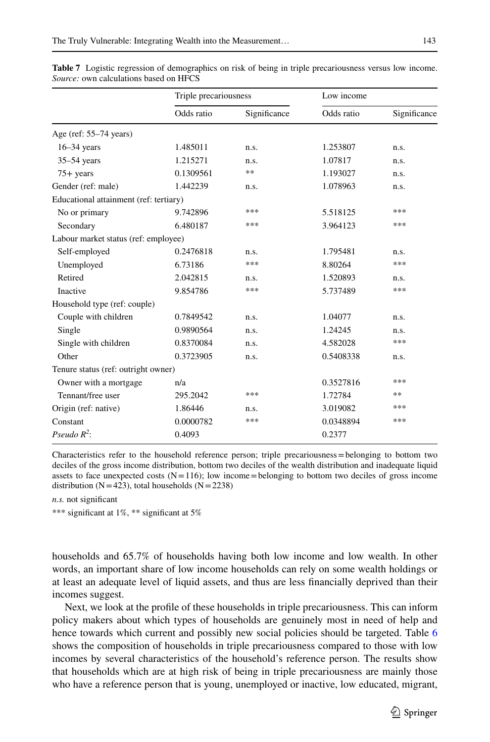**Table 7** Logistic regression of demographics on risk of being in triple precariousness versus low income. *Source:* own calculations based on HFCS

| | Triple precariousness | | Low income | |
|---|---|---|---|---|
| | Odds ratio | Significance | Odds ratio | Significance |
| Age (ref: 55–74 years) | | | | |
| 16–34 years | 1.485011 | n.s. | 1.253807 | n.s. |
| 35–54 years | 1.215271 | n.s. | 1.07817 | n.s. |
| 75+ years | 0.1309561 | ** | 1.193027 | n.s. |
| Gender (ref: male) | 1.442239 | n.s. | 1.078963 | n.s. |
| Educational attainment (ref: tertiary) | | | | |
| No or primary | 9.742896 | *** | 5.518125 | *** |
| Secondary | 6.480187 | *** | 3.964123 | *** |
| Labour market status (ref: employee) | | | | |
| Self-employed | 0.2476818 | n.s. | 1.795481 | n.s. |
| Unemployed | 6.73186 | *** | 8.80264 | *** |
| Retired | 2.042815 | n.s. | 1.520893 | n.s. |
| Inactive | 9.854786 | *** | 5.737489 | *** |
| Household type (ref: couple) | | | | |
| Couple with children | 0.7849542 | n.s. | 1.04077 | n.s. |
| Single | 0.9890564 | n.s. | 1.24245 | n.s. |
| Single with children | 0.8370084 | n.s. | 4.582028 | *** |
| Other | 0.3723905 | n.s. | 0.5408338 | n.s. |
| Tenure status (ref: outright owner) | | | | |
| Owner with a mortgage | n/a | | 0.3527816 | *** |
| Tennant/free user | 295.2042 | *** | 1.72784 | ** |
| Origin (ref: native) | 1.86446 | n.s. | 3.019082 | *** |
| Constant | 0.0000782 | *** | 0.0348894 | *** |
| *Pseudo* $R^2$: | 0.4093 | | 0.2377 | |

Characteristics refer to the household reference person; triple precariousness = belonging to bottom two deciles of the gross income distribution, bottom two deciles of the wealth distribution and inadequate liquid assets to face unexpected costs (N = 116); low income = belonging to bottom two deciles of gross income distribution (N = 423), total households (N = 2238)

*n.s.* not significant

*** significant at 1%, ** significant at 5%

households and 65.7% of households having both low income and low wealth. In other words, an important share of low income households can rely on some wealth holdings or at least an adequate level of liquid assets, and thus are less financially deprived than their incomes suggest.

Next, we look at the profile of these households in triple precariousness. This can inform policy makers about which types of households are genuinely most in need of help and hence towards which current and possibly new social policies should be targeted. Table 6 shows the composition of households in triple precariousness compared to those with low incomes by several characteristics of the household's reference person. The results show that households which are at high risk of being in triple precariousness are mainly those who have a reference person that is young, unemployed or inactive, low educated, migrant,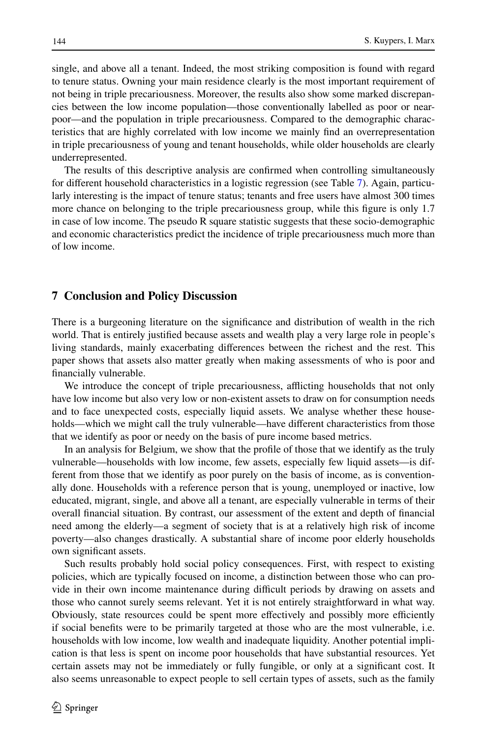single, and above all a tenant. Indeed, the most striking composition is found with regard to tenure status. Owning your main residence clearly is the most important requirement of not being in triple precariousness. Moreover, the results also show some marked discrepancies between the low income population—those conventionally labelled as poor or near-poor—and the population in triple precariousness. Compared to the demographic characteristics that are highly correlated with low income we mainly find an overrepresentation in triple precariousness of young and tenant households, while older households are clearly underrepresented.

The results of this descriptive analysis are confirmed when controlling simultaneously for different household characteristics in a logistic regression (see Table 7). Again, particularly interesting is the impact of tenure status; tenants and free users have almost 300 times more chance on belonging to the triple precariousness group, while this figure is only 1.7 in case of low income. The pseudo R square statistic suggests that these socio-demographic and economic characteristics predict the incidence of triple precariousness much more than of low income.

## 7 Conclusion and Policy Discussion

There is a burgeoning literature on the significance and distribution of wealth in the rich world. That is entirely justified because assets and wealth play a very large role in people's living standards, mainly exacerbating differences between the richest and the rest. This paper shows that assets also matter greatly when making assessments of who is poor and financially vulnerable.

We introduce the concept of triple precariousness, afflicting households that not only have low income but also very low or non-existent assets to draw on for consumption needs and to face unexpected costs, especially liquid assets. We analyse whether these households—which we might call the truly vulnerable—have different characteristics from those that we identify as poor or needy on the basis of pure income based metrics.

In an analysis for Belgium, we show that the profile of those that we identify as the truly vulnerable—households with low income, few assets, especially few liquid assets—is different from those that we identify as poor purely on the basis of income, as is conventionally done. Households with a reference person that is young, unemployed or inactive, low educated, migrant, single, and above all a tenant, are especially vulnerable in terms of their overall financial situation. By contrast, our assessment of the extent and depth of financial need among the elderly—a segment of society that is at a relatively high risk of income poverty—also changes drastically. A substantial share of income poor elderly households own significant assets.

Such results probably hold social policy consequences. First, with respect to existing policies, which are typically focused on income, a distinction between those who can provide in their own income maintenance during difficult periods by drawing on assets and those who cannot surely seems relevant. Yet it is not entirely straightforward in what way. Obviously, state resources could be spent more effectively and possibly more efficiently if social benefits were to be primarily targeted at those who are the most vulnerable, i.e. households with low income, low wealth and inadequate liquidity. Another potential implication is that less is spent on income poor households that have substantial resources. Yet certain assets may not be immediately or fully fungible, or only at a significant cost. It also seems unreasonable to expect people to sell certain types of assets, such as the family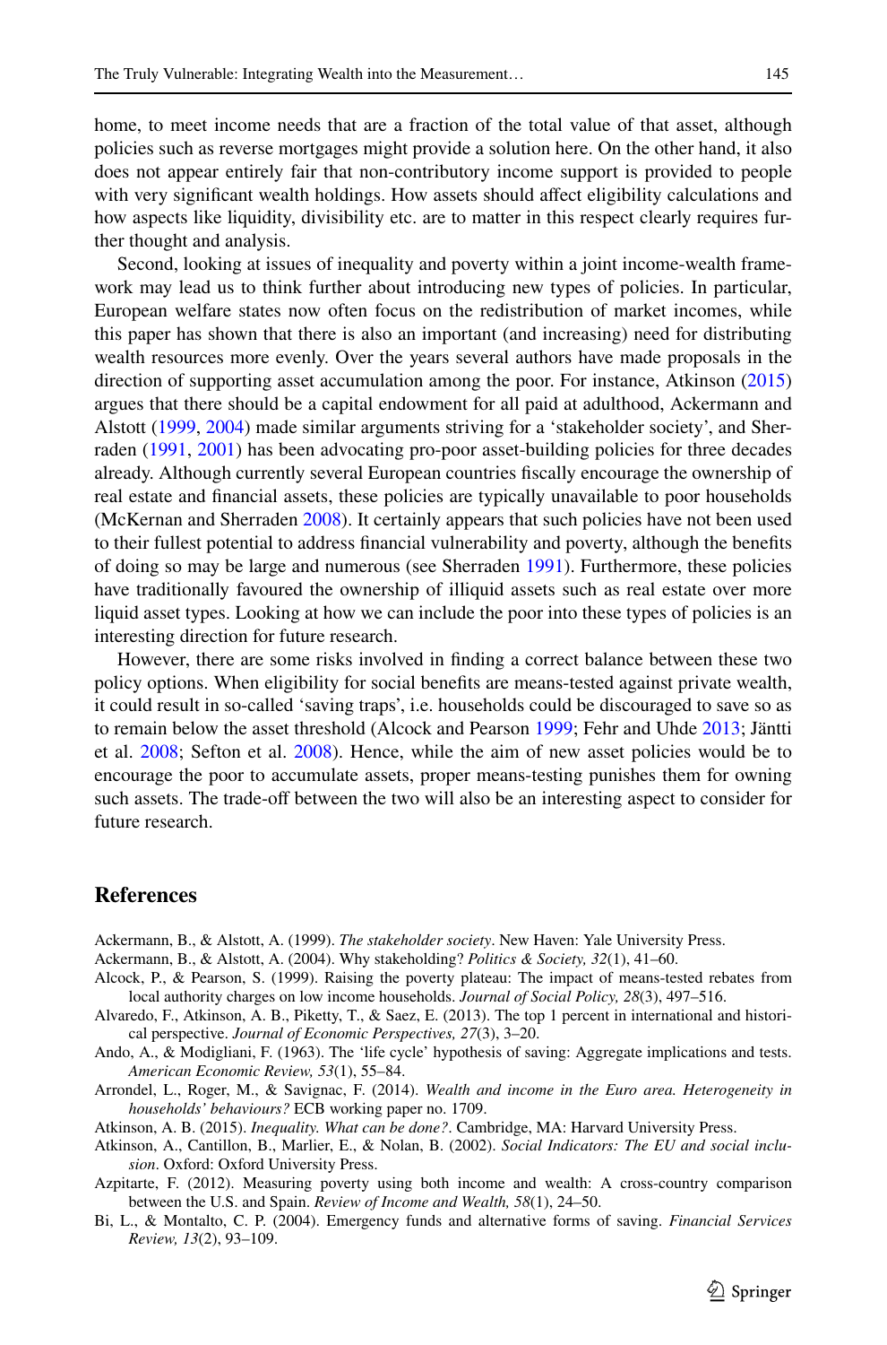home, to meet income needs that are a fraction of the total value of that asset, although policies such as reverse mortgages might provide a solution here. On the other hand, it also does not appear entirely fair that non-contributory income support is provided to people with very significant wealth holdings. How assets should affect eligibility calculations and how aspects like liquidity, divisibility etc. are to matter in this respect clearly requires further thought and analysis.

Second, looking at issues of inequality and poverty within a joint income-wealth framework may lead us to think further about introducing new types of policies. In particular, European welfare states now often focus on the redistribution of market incomes, while this paper has shown that there is also an important (and increasing) need for distributing wealth resources more evenly. Over the years several authors have made proposals in the direction of supporting asset accumulation among the poor. For instance, Atkinson (2015) argues that there should be a capital endowment for all paid at adulthood, Ackermann and Alstott (1999, 2004) made similar arguments striving for a 'stakeholder society', and Sherraden (1991, 2001) has been advocating pro-poor asset-building policies for three decades already. Although currently several European countries fiscally encourage the ownership of real estate and financial assets, these policies are typically unavailable to poor households (McKernan and Sherraden 2008). It certainly appears that such policies have not been used to their fullest potential to address financial vulnerability and poverty, although the benefits of doing so may be large and numerous (see Sherraden 1991). Furthermore, these policies have traditionally favoured the ownership of illiquid assets such as real estate over more liquid asset types. Looking at how we can include the poor into these types of policies is an interesting direction for future research.

However, there are some risks involved in finding a correct balance between these two policy options. When eligibility for social benefits are means-tested against private wealth, it could result in so-called 'saving traps', i.e. households could be discouraged to save so as to remain below the asset threshold (Alcock and Pearson 1999; Fehr and Uhde 2013; Jäntti et al. 2008; Sefton et al. 2008). Hence, while the aim of new asset policies would be to encourage the poor to accumulate assets, proper means-testing punishes them for owning such assets. The trade-off between the two will also be an interesting aspect to consider for future research.

## References

Ackermann, B., & Alstott, A. (1999). *The stakeholder society*. New Haven: Yale University Press.

Ackermann, B., & Alstott, A. (2004). Why stakeholding? *Politics & Society, 32*(1), 41–60.

Alcock, P., & Pearson, S. (1999). Raising the poverty plateau: The impact of means-tested rebates from local authority charges on low income households. *Journal of Social Policy, 28*(3), 497–516.

Alvaredo, F., Atkinson, A. B., Piketty, T., & Saez, E. (2013). The top 1 percent in international and historical perspective. *Journal of Economic Perspectives, 27*(3), 3–20.

Ando, A., & Modigliani, F. (1963). The 'life cycle' hypothesis of saving: Aggregate implications and tests. *American Economic Review, 53*(1), 55–84.

Arrondel, L., Roger, M., & Savignac, F. (2014). *Wealth and income in the Euro area. Heterogeneity in households' behaviours?* ECB working paper no. 1709.

Atkinson, A. B. (2015). *Inequality. What can be done?*. Cambridge, MA: Harvard University Press.

Atkinson, A., Cantillon, B., Marlier, E., & Nolan, B. (2002). *Social Indicators: The EU and social inclusion*. Oxford: Oxford University Press.

Azpitarte, F. (2012). Measuring poverty using both income and wealth: A cross-country comparison between the U.S. and Spain. *Review of Income and Wealth, 58*(1), 24–50.

Bi, L., & Montalto, C. P. (2004). Emergency funds and alternative forms of saving. *Financial Services Review, 13*(2), 93–109.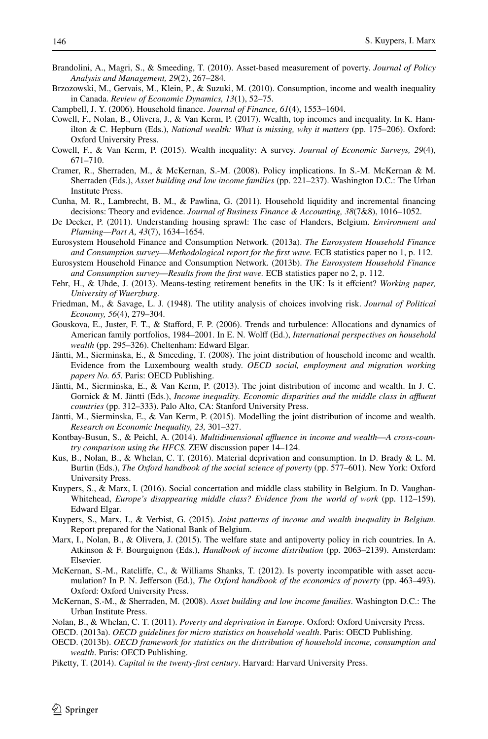Brandolini, A., Magri, S., & Smeeding, T. (2010). Asset-based measurement of poverty. *Journal of Policy Analysis and Management, 29*(2), 267–284.

Brzozowski, M., Gervais, M., Klein, P., & Suzuki, M. (2010). Consumption, income and wealth inequality in Canada. *Review of Economic Dynamics, 13*(1), 52–75.

Campbell, J. Y. (2006). Household finance. *Journal of Finance, 61*(4), 1553–1604.

Cowell, F., Nolan, B., Olivera, J., & Van Kerm, P. (2017). Wealth, top incomes and inequality. In K. Hamilton & C. Hepburn (Eds.), *National wealth: What is missing, why it matters* (pp. 175–206). Oxford: Oxford University Press.

Cowell, F., & Van Kerm, P. (2015). Wealth inequality: A survey. *Journal of Economic Surveys, 29*(4), 671–710.

Cramer, R., Sherraden, M., & McKernan, S.-M. (2008). Policy implications. In S.-M. McKernan & M. Sherraden (Eds.), *Asset building and low income families* (pp. 221–237). Washington D.C.: The Urban Institute Press.

Cunha, M. R., Lambrecht, B. M., & Pawlina, G. (2011). Household liquidity and incremental financing decisions: Theory and evidence. *Journal of Business Finance & Accounting, 38*(7&8), 1016–1052.

De Decker, P. (2011). Understanding housing sprawl: The case of Flanders, Belgium. *Environment and Planning—Part A, 43*(7), 1634–1654.

Eurosystem Household Finance and Consumption Network. (2013a). *The Eurosystem Household Finance and Consumption survey—Methodological report for the first wave.* ECB statistics paper no 1, p. 112.

Eurosystem Household Finance and Consumption Network. (2013b). *The Eurosystem Household Finance and Consumption survey—Results from the first wave.* ECB statistics paper no 2, p. 112.

Fehr, H., & Uhde, J. (2013). Means-testing retirement benefits in the UK: Is it effcient? *Working paper, University of Wuerzburg.*

Friedman, M., & Savage, L. J. (1948). The utility analysis of choices involving risk. *Journal of Political Economy, 56*(4), 279–304.

Gouskova, E., Juster, F. T., & Stafford, F. P. (2006). Trends and turbulence: Allocations and dynamics of American family portfolios, 1984–2001. In E. N. Wolff (Ed.), *International perspectives on household wealth* (pp. 295–326). Cheltenham: Edward Elgar.

Jäntti, M., Sierminska, E., & Smeeding, T. (2008). The joint distribution of household income and wealth. Evidence from the Luxembourg wealth study. *OECD social, employment and migration working papers No. 65.* Paris: OECD Publishing.

Jäntti, M., Sierminska, E., & Van Kerm, P. (2013). The joint distribution of income and wealth. In J. C. Gornick & M. Jäntti (Eds.), *Income inequality. Economic disparities and the middle class in affluent countries* (pp. 312–333). Palo Alto, CA: Stanford University Press.

Jäntti, M., Sierminska, E., & Van Kerm, P. (2015). Modelling the joint distribution of income and wealth. *Research on Economic Inequality, 23,* 301–327.

Kontbay-Busun, S., & Peichl, A. (2014). *Multidimensional affluence in income and wealth—A cross-country comparison using the HFCS.* ZEW discussion paper 14–124.

Kus, B., Nolan, B., & Whelan, C. T. (2016). Material deprivation and consumption. In D. Brady & L. M. Burtin (Eds.), *The Oxford handbook of the social science of poverty* (pp. 577–601). New York: Oxford University Press.

Kuypers, S., & Marx, I. (2016). Social concertation and middle class stability in Belgium. In D. Vaughan-Whitehead, *Europe's disappearing middle class? Evidence from the world of work* (pp. 112–159). Edward Elgar.

Kuypers, S., Marx, I., & Verbist, G. (2015). *Joint patterns of income and wealth inequality in Belgium.* Report prepared for the National Bank of Belgium.

Marx, I., Nolan, B., & Olivera, J. (2015). The welfare state and antipoverty policy in rich countries. In A. Atkinson & F. Bourguignon (Eds.), *Handbook of income distribution* (pp. 2063–2139). Amsterdam: Elsevier.

McKernan, S.-M., Ratcliffe, C., & Williams Shanks, T. (2012). Is poverty incompatible with asset accumulation? In P. N. Jefferson (Ed.), *The Oxford handbook of the economics of poverty* (pp. 463–493). Oxford: Oxford University Press.

McKernan, S.-M., & Sherraden, M. (2008). *Asset building and low income families*. Washington D.C.: The Urban Institute Press.

Nolan, B., & Whelan, C. T. (2011). *Poverty and deprivation in Europe*. Oxford: Oxford University Press.

OECD. (2013a). *OECD guidelines for micro statistics on household wealth*. Paris: OECD Publishing.

OECD. (2013b). *OECD framework for statistics on the distribution of household income, consumption and wealth*. Paris: OECD Publishing.

Piketty, T. (2014). *Capital in the twenty-first century*. Harvard: Harvard University Press.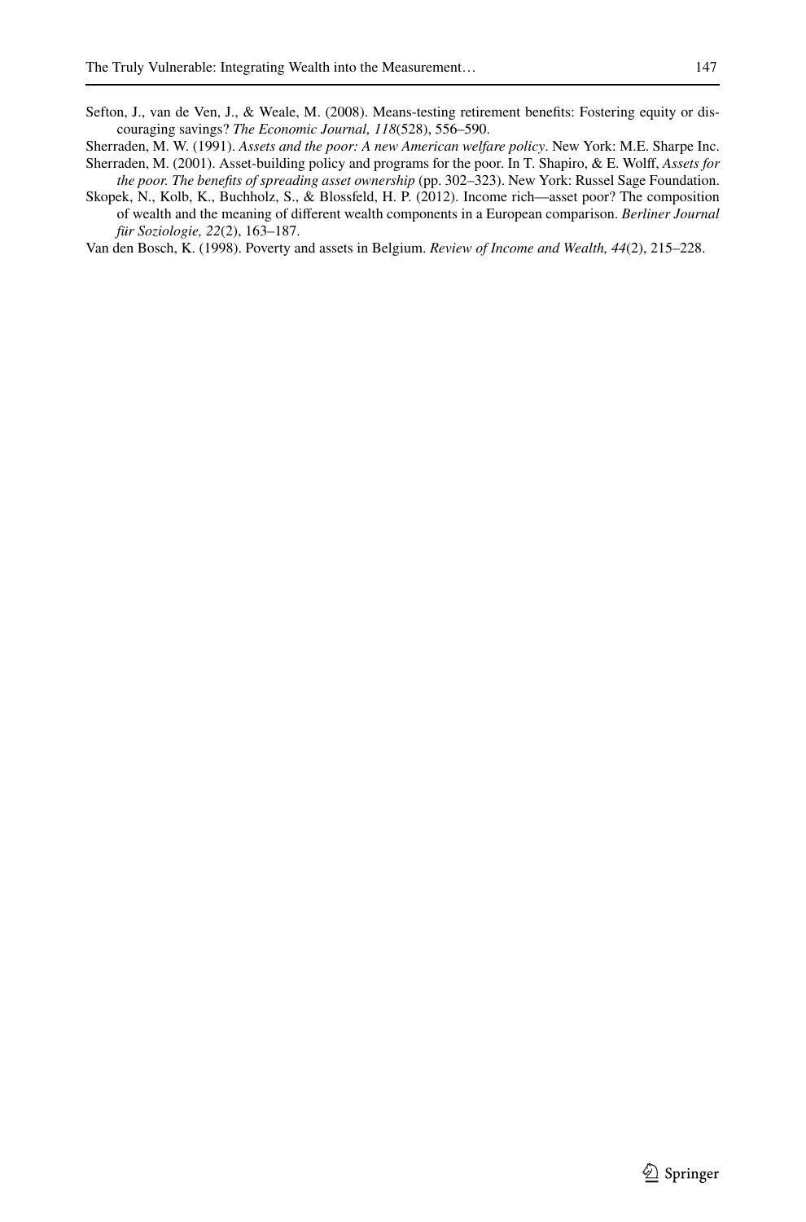Sefton, J., van de Ven, J., & Weale, M. (2008). Means-testing retirement benefits: Fostering equity or discouraging savings? *The Economic Journal, 118*(528), 556–590.

Sherraden, M. W. (1991). *Assets and the poor: A new American welfare policy*. New York: M.E. Sharpe Inc.

Sherraden, M. (2001). Asset-building policy and programs for the poor. In T. Shapiro, & E. Wolff, *Assets for the poor. The benefits of spreading asset ownership* (pp. 302–323). New York: Russel Sage Foundation.

Skopek, N., Kolb, K., Buchholz, S., & Blossfeld, H. P. (2012). Income rich—asset poor? The composition of wealth and the meaning of different wealth components in a European comparison. *Berliner Journal für Soziologie, 22*(2), 163–187.

Van den Bosch, K. (1998). Poverty and assets in Belgium. *Review of Income and Wealth, 44*(2), 215–228.